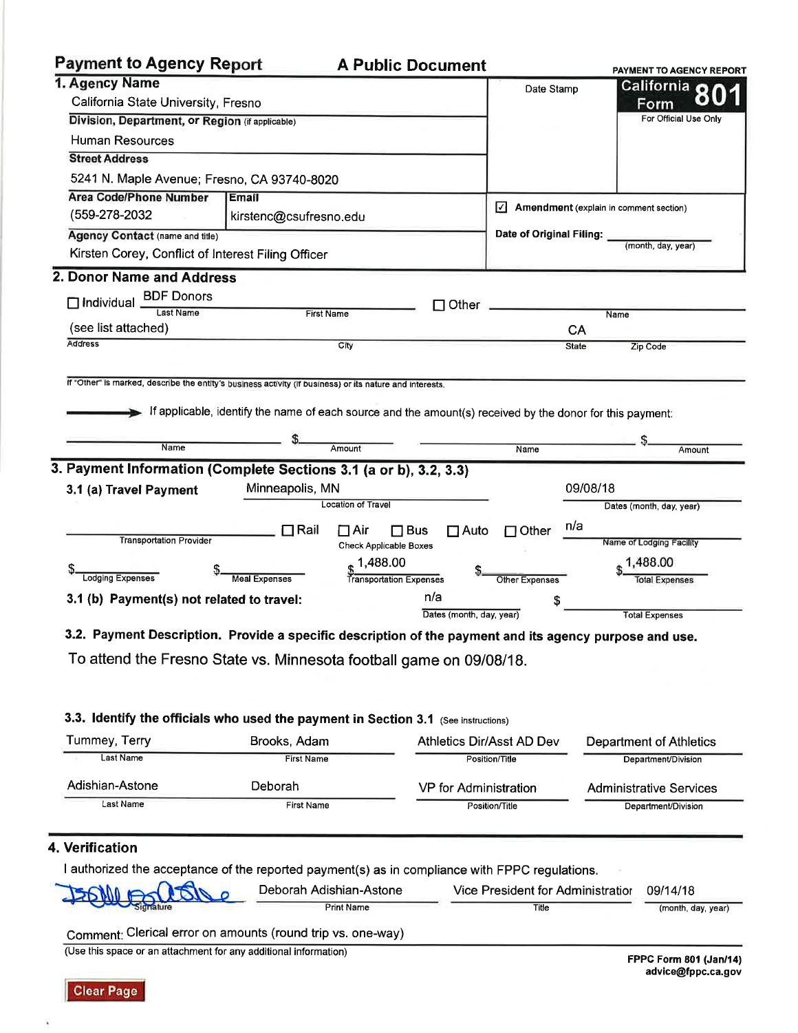# Payment to Agency Report — A Public Document

**PAYMENT TO AGENCY REPORT**

**California Form 801**
For Official Use Only

Date Stamp

## 1. Agency Name

California State University, Fresno

**Division, Department, or Region** (if applicable)

Human Resources

**Street Address**

5241 N. Maple Avenue; Fresno, CA 93740-8020

| Area Code/Phone Number | Email |
|---|---|
| (559-278-2032 | kirstenc@csufresno.edu |

**Agency Contact** (name and title)

Kirsten Corey, Conflict of Interest Filing Officer

☑ **Amendment** (explain in comment section)

**Date of Original Filing:** ________ (month, day, year)

## 2. Donor Name and Address

☐ Individual BDF Donors (Last Name) ________ (First Name) ☐ Other ________ (Name)

(see list attached) (Address) ________ (City) CA (State) ________ (Zip Code)

If "Other" is marked, describe the entity's business activity (if business) or its nature and interests.

➔ If applicable, identify the name of each source and the amount(s) received by the donor for this payment:

________ (Name) $________ (Amount) ________ (Name) $________ (Amount)

## 3. Payment Information (Complete Sections 3.1 (a or b), 3.2, 3.3)

**3.1 (a) Travel Payment**

Location of Travel: Minneapolis, MN

Dates (month, day, year): 09/08/18

Transportation Provider: ________

Check Applicable Boxes: ☐ Rail ☐ Air ☐ Bus ☐ Auto ☐ Other

Name of Lodging Facility: n/a

| Lodging Expenses | Meal Expenses | Transportation Expenses | Other Expenses | Total Expenses |
|---|---|---|---|---|
| $ | $ | $1,488.00 | $ | $1,488.00 |

**3.1 (b) Payment(s) not related to travel:** n/a (Dates (month, day, year)) $________ (Total Expenses)

**3.2. Payment Description. Provide a specific description of the payment and its agency purpose and use.**

To attend the Fresno State vs. Minnesota football game on 09/08/18.

**3.3. Identify the officials who used the payment in Section 3.1** (See instructions)

| Last Name | First Name | Position/Title | Department/Division |
|---|---|---|---|
| Tummey, Terry | Brooks, Adam | Athletics Dir/Asst AD Dev | Department of Athletics |
| Adishian-Astone | Deborah | VP for Administration | Administrative Services |

## 4. Verification

I authorized the acceptance of the reported payment(s) as in compliance with FPPC regulations.

| Signature | Print Name | Title | (month, day, year) |
|---|---|---|---|
| [signature] | Deborah Adishian-Astone | Vice President for Administratior | 09/14/18 |

Comment: Clerical error on amounts (round trip vs. one-way)

(Use this space or an attachment for any additional information)

**FPPC Form 801 (Jan/14)**
**advice@fppc.ca.gov**

Clear Page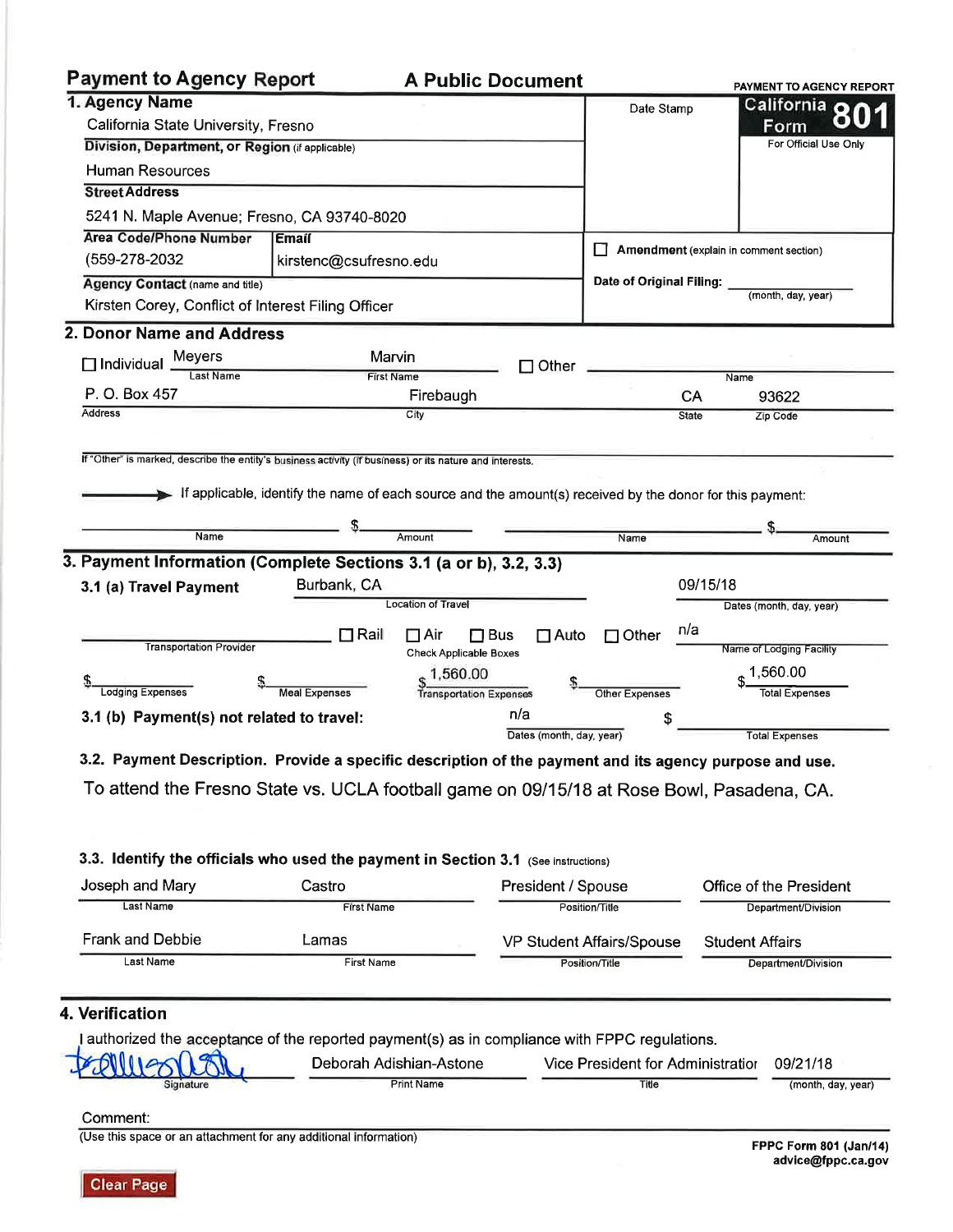**Payment to Agency Report** **A Public Document**

PAYMENT TO AGENCY REPORT

**California Form 801**

For Official Use Only

Date Stamp

## 1. Agency Name

California State University, Fresno

**Division, Department, or Region** (if applicable)

Human Resources

**Street Address**

5241 N. Maple Avenue; Fresno, CA 93740-8020

| **Area Code/Phone Number** | **Email** |
|---|---|
| (559-278-2032 | kirstenc@csufresno.edu |

**Agency Contact** (name and title)

Kirsten Corey, Conflict of Interest Filing Officer

☐ **Amendment** (explain in comment section)

**Date of Original Filing:** ____________ (month, day, year)

## 2. Donor Name and Address

☐ Individual Meyers (Last Name) Marvin (First Name) ☐ Other ____________ (Name)

| Address | City | State | Zip Code |
|---|---|---|---|
| P. O. Box 457 | Firebaugh | CA | 93622 |

If "Other" is marked, describe the entity's business activity (if business) or its nature and interests.

➤ If applicable, identify the name of each source and the amount(s) received by the donor for this payment:

| Name | Amount | Name | Amount |
|---|---|---|---|
| | $ | | $ |

## 3. Payment Information (Complete Sections 3.1 (a or b), 3.2, 3.3)

**3.1 (a) Travel Payment**

Location of Travel: Burbank, CA

Dates (month, day, year): 09/15/18

Transportation Provider: ____________

☐ Rail ☐ Air ☐ Bus ☐ Auto ☐ Other (Check Applicable Boxes)

Name of Lodging Facility: n/a

| Lodging Expenses | Meal Expenses | Transportation Expenses | Other Expenses | Total Expenses |
|---|---|---|---|---|
| $ | $ | $ 1,560.00 | $ | $ 1,560.00 |

**3.1 (b) Payment(s) not related to travel:** Dates (month, day, year): n/a Total Expenses: $

**3.2. Payment Description. Provide a specific description of the payment and its agency purpose and use.**

To attend the Fresno State vs. UCLA football game on 09/15/18 at Rose Bowl, Pasadena, CA.

**3.3. Identify the officials who used the payment in Section 3.1** (See instructions)

| Last Name | First Name | Position/Title | Department/Division |
|---|---|---|---|
| Joseph and Mary | Castro | President / Spouse | Office of the President |
| Frank and Debbie | Lamas | VP Student Affairs/Spouse | Student Affairs |

## 4. Verification

I authorized the acceptance of the reported payment(s) as in compliance with FPPC regulations.

| Signature | Print Name | Title | (month, day, year) |
|---|---|---|---|
| [signature] | Deborah Adishian-Astone | Vice President for Administration | 09/21/18 |

Comment:

(Use this space or an attachment for any additional information)

FPPC Form 801 (Jan/14)
advice@fppc.ca.gov

Clear Page